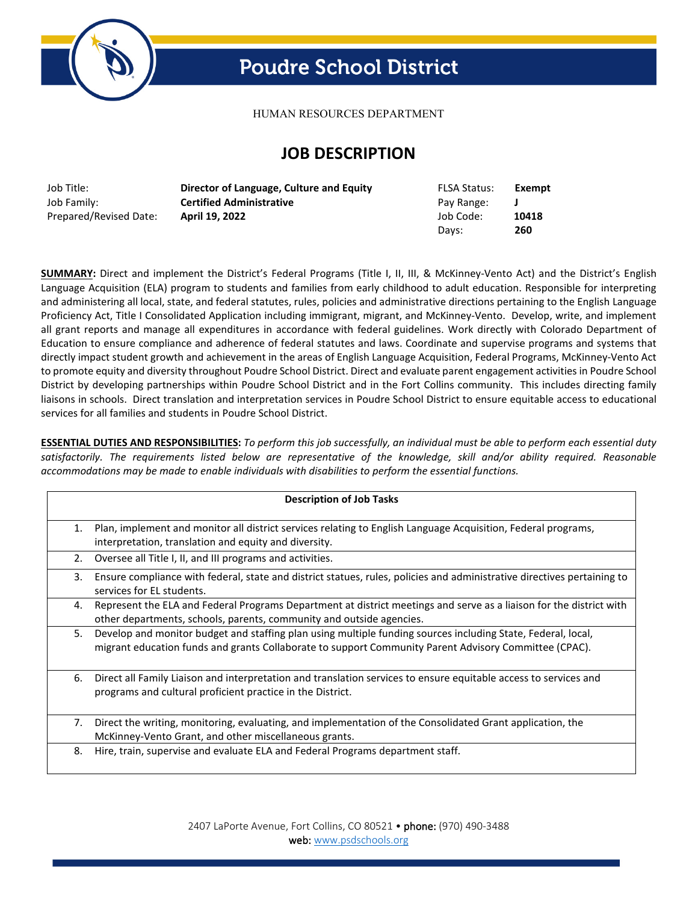# Poudre School District

HUMAN RESOURCES DEPARTMENT

## JOB DESCRIPTION

| | | | |
|---|---|---|---|
| Job Title: | **Director of Language, Culture and Equity** | FLSA Status: | **Exempt** |
| Job Family: | **Certified Administrative** | Pay Range: | **J** |
| Prepared/Revised Date: | **April 19, 2022** | Job Code: | **10418** |
| | | Days: | **260** |

**SUMMARY:** Direct and implement the District's Federal Programs (Title I, II, III, & McKinney-Vento Act) and the District's English Language Acquisition (ELA) program to students and families from early childhood to adult education. Responsible for interpreting and administering all local, state, and federal statutes, rules, policies and administrative directions pertaining to the English Language Proficiency Act, Title I Consolidated Application including immigrant, migrant, and McKinney-Vento. Develop, write, and implement all grant reports and manage all expenditures in accordance with federal guidelines. Work directly with Colorado Department of Education to ensure compliance and adherence of federal statutes and laws. Coordinate and supervise programs and systems that directly impact student growth and achievement in the areas of English Language Acquisition, Federal Programs, McKinney-Vento Act to promote equity and diversity throughout Poudre School District. Direct and evaluate parent engagement activities in Poudre School District by developing partnerships within Poudre School District and in the Fort Collins community. This includes directing family liaisons in schools. Direct translation and interpretation services in Poudre School District to ensure equitable access to educational services for all families and students in Poudre School District.

**ESSENTIAL DUTIES AND RESPONSIBILITIES:** *To perform this job successfully, an individual must be able to perform each essential duty satisfactorily. The requirements listed below are representative of the knowledge, skill and/or ability required. Reasonable accommodations may be made to enable individuals with disabilities to perform the essential functions.*

| | Description of Job Tasks |
|---|---|
| 1. | Plan, implement and monitor all district services relating to English Language Acquisition, Federal programs, interpretation, translation and equity and diversity. |
| 2. | Oversee all Title I, II, and III programs and activities. |
| 3. | Ensure compliance with federal, state and district statues, rules, policies and administrative directives pertaining to services for EL students. |
| 4. | Represent the ELA and Federal Programs Department at district meetings and serve as a liaison for the district with other departments, schools, parents, community and outside agencies. |
| 5. | Develop and monitor budget and staffing plan using multiple funding sources including State, Federal, local, migrant education funds and grants Collaborate to support Community Parent Advisory Committee (CPAC). |
| 6. | Direct all Family Liaison and interpretation and translation services to ensure equitable access to services and programs and cultural proficient practice in the District. |
| 7. | Direct the writing, monitoring, evaluating, and implementation of the Consolidated Grant application, the McKinney-Vento Grant, and other miscellaneous grants. |
| 8. | Hire, train, supervise and evaluate ELA and Federal Programs department staff. |

2407 LaPorte Avenue, Fort Collins, CO 80521 • phone: (970) 490-3488
web: www.psdschools.org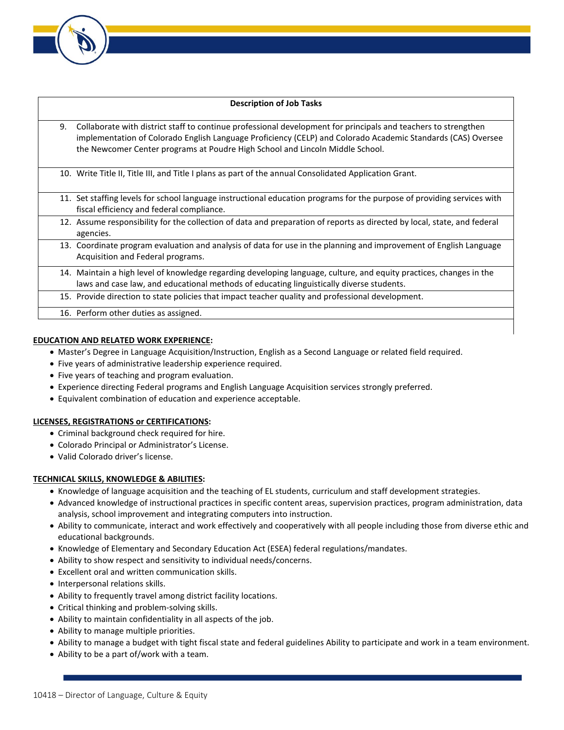| Description of Job Tasks |
|---|
| 9. Collaborate with district staff to continue professional development for principals and teachers to strengthen implementation of Colorado English Language Proficiency (CELP) and Colorado Academic Standards (CAS) Oversee the Newcomer Center programs at Poudre High School and Lincoln Middle School. |
| 10. Write Title II, Title III, and Title I plans as part of the annual Consolidated Application Grant. |
| 11. Set staffing levels for school language instructional education programs for the purpose of providing services with fiscal efficiency and federal compliance. |
| 12. Assume responsibility for the collection of data and preparation of reports as directed by local, state, and federal agencies. |
| 13. Coordinate program evaluation and analysis of data for use in the planning and improvement of English Language Acquisition and Federal programs. |
| 14. Maintain a high level of knowledge regarding developing language, culture, and equity practices, changes in the laws and case law, and educational methods of educating linguistically diverse students. |
| 15. Provide direction to state policies that impact teacher quality and professional development. |
| 16. Perform other duties as assigned. |

**EDUCATION AND RELATED WORK EXPERIENCE:**

- Master's Degree in Language Acquisition/Instruction, English as a Second Language or related field required.
- Five years of administrative leadership experience required.
- Five years of teaching and program evaluation.
- Experience directing Federal programs and English Language Acquisition services strongly preferred.
- Equivalent combination of education and experience acceptable.

**LICENSES, REGISTRATIONS or CERTIFICATIONS:**

- Criminal background check required for hire.
- Colorado Principal or Administrator's License.
- Valid Colorado driver's license.

**TECHNICAL SKILLS, KNOWLEDGE & ABILITIES:**

- Knowledge of language acquisition and the teaching of EL students, curriculum and staff development strategies.
- Advanced knowledge of instructional practices in specific content areas, supervision practices, program administration, data analysis, school improvement and integrating computers into instruction.
- Ability to communicate, interact and work effectively and cooperatively with all people including those from diverse ethic and educational backgrounds.
- Knowledge of Elementary and Secondary Education Act (ESEA) federal regulations/mandates.
- Ability to show respect and sensitivity to individual needs/concerns.
- Excellent oral and written communication skills.
- Interpersonal relations skills.
- Ability to frequently travel among district facility locations.
- Critical thinking and problem-solving skills.
- Ability to maintain confidentiality in all aspects of the job.
- Ability to manage multiple priorities.
- Ability to manage a budget with tight fiscal state and federal guidelines Ability to participate and work in a team environment.
- Ability to be a part of/work with a team.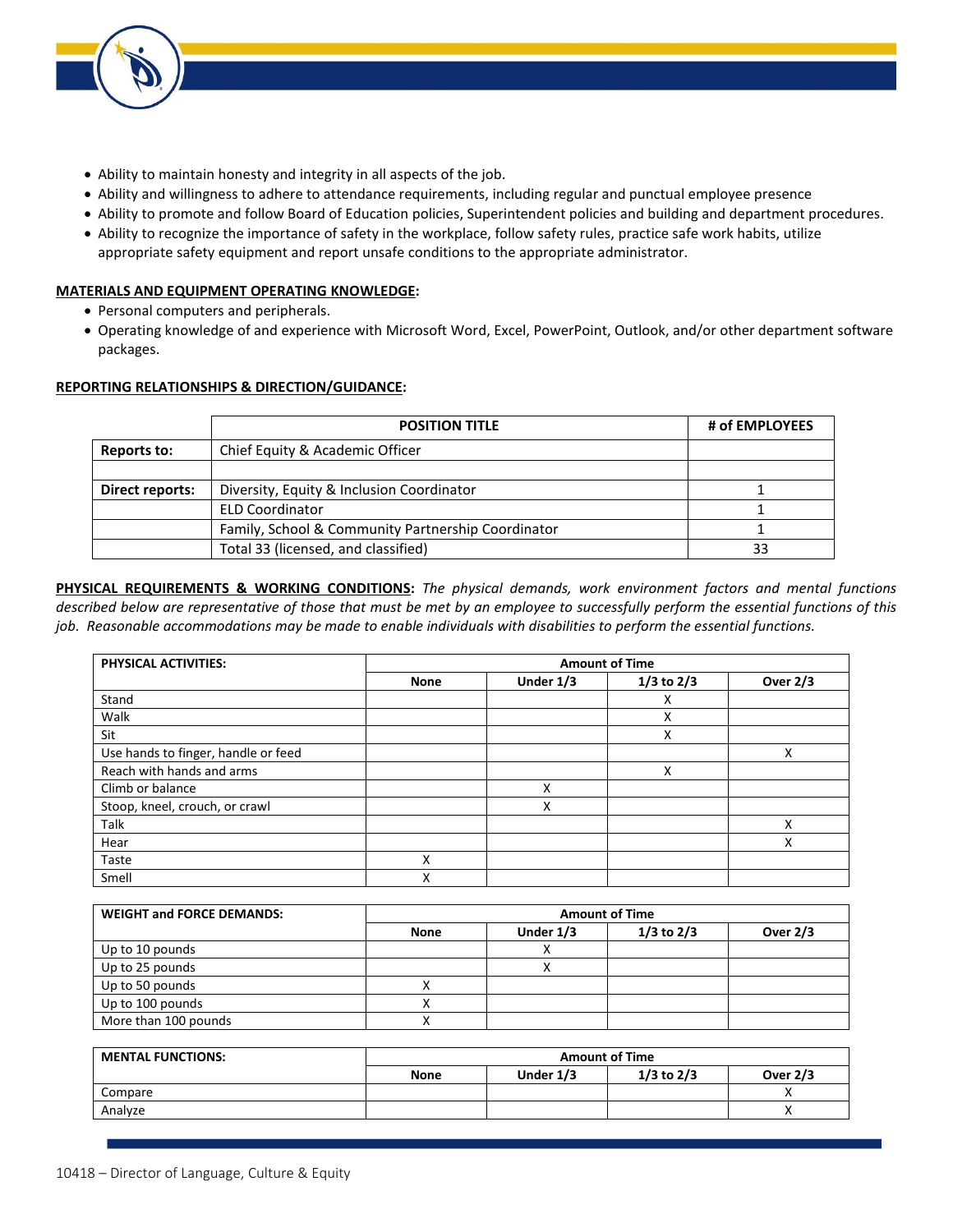- Ability to maintain honesty and integrity in all aspects of the job.
- Ability and willingness to adhere to attendance requirements, including regular and punctual employee presence
- Ability to promote and follow Board of Education policies, Superintendent policies and building and department procedures.
- Ability to recognize the importance of safety in the workplace, follow safety rules, practice safe work habits, utilize appropriate safety equipment and report unsafe conditions to the appropriate administrator.

**MATERIALS AND EQUIPMENT OPERATING KNOWLEDGE:**

- Personal computers and peripherals.
- Operating knowledge of and experience with Microsoft Word, Excel, PowerPoint, Outlook, and/or other department software packages.

**REPORTING RELATIONSHIPS & DIRECTION/GUIDANCE:**

| | POSITION TITLE | # of EMPLOYEES |
|---|---|---|
| **Reports to:** | Chief Equity & Academic Officer | |
| | | |
| **Direct reports:** | Diversity, Equity & Inclusion Coordinator | 1 |
| | ELD Coordinator | 1 |
| | Family, School & Community Partnership Coordinator | 1 |
| | Total 33 (licensed, and classified) | 33 |

**PHYSICAL REQUIREMENTS & WORKING CONDITIONS:** *The physical demands, work environment factors and mental functions described below are representative of those that must be met by an employee to successfully perform the essential functions of this job. Reasonable accommodations may be made to enable individuals with disabilities to perform the essential functions.*

| PHYSICAL ACTIVITIES: | Amount of Time | | | |
|---|---|---|---|---|
| | None | Under 1/3 | 1/3 to 2/3 | Over 2/3 |
| Stand | | | X | |
| Walk | | | X | |
| Sit | | | X | |
| Use hands to finger, handle or feed | | | | X |
| Reach with hands and arms | | | X | |
| Climb or balance | | X | | |
| Stoop, kneel, crouch, or crawl | | X | | |
| Talk | | | | X |
| Hear | | | | X |
| Taste | X | | | |
| Smell | X | | | |

| WEIGHT and FORCE DEMANDS: | Amount of Time | | | |
|---|---|---|---|---|
| | None | Under 1/3 | 1/3 to 2/3 | Over 2/3 |
| Up to 10 pounds | | X | | |
| Up to 25 pounds | | X | | |
| Up to 50 pounds | X | | | |
| Up to 100 pounds | X | | | |
| More than 100 pounds | X | | | |

| MENTAL FUNCTIONS: | Amount of Time | | | |
|---|---|---|---|---|
| | None | Under 1/3 | 1/3 to 2/3 | Over 2/3 |
| Compare | | | | X |
| Analyze | | | | X |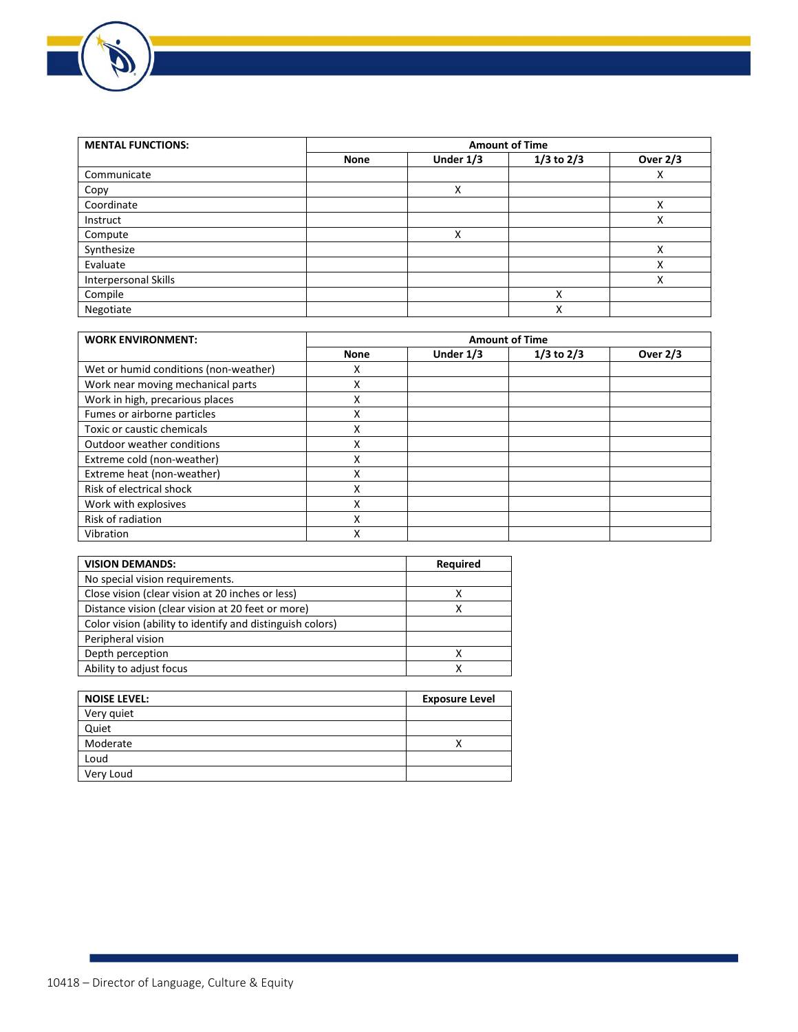| MENTAL FUNCTIONS: | Amount of Time | | | |
|---|---|---|---|---|
| | None | Under 1/3 | 1/3 to 2/3 | Over 2/3 |
| Communicate | | | | X |
| Copy | | X | | |
| Coordinate | | | | X |
| Instruct | | | | X |
| Compute | | X | | |
| Synthesize | | | | X |
| Evaluate | | | | X |
| Interpersonal Skills | | | | X |
| Compile | | | X | |
| Negotiate | | | X | |

| WORK ENVIRONMENT: | Amount of Time | | | |
|---|---|---|---|---|
| | None | Under 1/3 | 1/3 to 2/3 | Over 2/3 |
| Wet or humid conditions (non-weather) | X | | | |
| Work near moving mechanical parts | X | | | |
| Work in high, precarious places | X | | | |
| Fumes or airborne particles | X | | | |
| Toxic or caustic chemicals | X | | | |
| Outdoor weather conditions | X | | | |
| Extreme cold (non-weather) | X | | | |
| Extreme heat (non-weather) | X | | | |
| Risk of electrical shock | X | | | |
| Work with explosives | X | | | |
| Risk of radiation | X | | | |
| Vibration | X | | | |

| VISION DEMANDS: | Required |
|---|---|
| No special vision requirements. | |
| Close vision (clear vision at 20 inches or less) | X |
| Distance vision (clear vision at 20 feet or more) | X |
| Color vision (ability to identify and distinguish colors) | |
| Peripheral vision | |
| Depth perception | X |
| Ability to adjust focus | X |

| NOISE LEVEL: | Exposure Level |
|---|---|
| Very quiet | |
| Quiet | |
| Moderate | X |
| Loud | |
| Very Loud | |